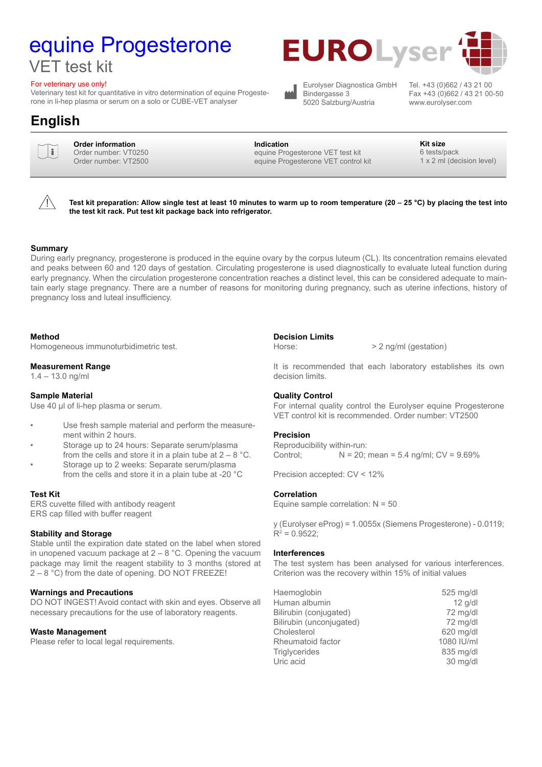# equine Progesterone

## VET test kit

For veterinary use only!

Veterinary test kit for quantitative in vitro determination of equine Progesterone in li-hep plasma or serum on a solo or CUBE-VET analyser

EUROLyser

Eurolyser Diagnostica GmbH
Bindergasse 3
5020 Salzburg/Austria

Tel. +43 (0)662 / 43 21 00
Fax +43 (0)662 / 43 21 00-50
www.eurolyser.com

## English

| Order information | Indication | Kit size |
|---|---|---|
| Order number: VT0250 | equine Progesterone VET test kit | 6 tests/pack |
| Order number: VT2500 | equine Progesterone VET control kit | 1 x 2 ml (decision level) |

**Test kit preparation: Allow single test at least 10 minutes to warm up to room temperature (20 – 25 °C) by placing the test into the test kit rack. Put test kit package back into refrigerator.**

### Summary

During early pregnancy, progesterone is produced in the equine ovary by the corpus luteum (CL). Its concentration remains elevated and peaks between 60 and 120 days of gestation. Circulating progesterone is used diagnostically to evaluate luteal function during early pregnancy. When the circulation progesterone concentration reaches a distinct level, this can be considered adequate to maintain early stage pregnancy. There are a number of reasons for monitoring during pregnancy, such as uterine infections, history of pregnancy loss and luteal insufficiency.

### Method

Homogeneous immunoturbidimetric test.

### Measurement Range

1.4 – 13.0 ng/ml

### Sample Material

Use 40 µl of li-hep plasma or serum.

- Use fresh sample material and perform the measurement within 2 hours.
- Storage up to 24 hours: Separate serum/plasma from the cells and store it in a plain tube at 2 – 8 °C.
- Storage up to 2 weeks: Separate serum/plasma from the cells and store it in a plain tube at -20 °C

### Test Kit

ERS cuvette filled with antibody reagent
ERS cap filled with buffer reagent

### Stability and Storage

Stable until the expiration date stated on the label when stored in unopened vacuum package at 2 – 8 °C. Opening the vacuum package may limit the reagent stability to 3 months (stored at 2 – 8 °C) from the date of opening. DO NOT FREEZE!

### Warnings and Precautions

DO NOT INGEST! Avoid contact with skin and eyes. Observe all necessary precautions for the use of laboratory reagents.

### Waste Management

Please refer to local legal requirements.

### Decision Limits

Horse: > 2 ng/ml (gestation)

It is recommended that each laboratory establishes its own decision limits.

### Quality Control

For internal quality control the Eurolyser equine Progesterone VET control kit is recommended. Order number: VT2500

### Precision

Reproducibility within-run:
Control; N = 20; mean = 5.4 ng/ml; CV = 9.69%

Precision accepted: CV < 12%

### Correlation

Equine sample correlation: N = 50

y (Eurolyser eProg) = 1.0055x (Siemens Progesterone) - 0.0119; $R^2 = 0.9522$;

### Interferences

The test system has been analysed for various interferences. Criterion was the recovery within 15% of initial values

| | |
|---|---|
| Haemoglobin | 525 mg/dl |
| Human albumin | 12 g/dl |
| Bilirubin (conjugated) | 72 mg/dl |
| Bilirubin (unconjugated) | 72 mg/dl |
| Cholesterol | 620 mg/dl |
| Rheumatoid factor | 1080 IU/ml |
| Triglycerides | 835 mg/dl |
| Uric acid | 30 mg/dl |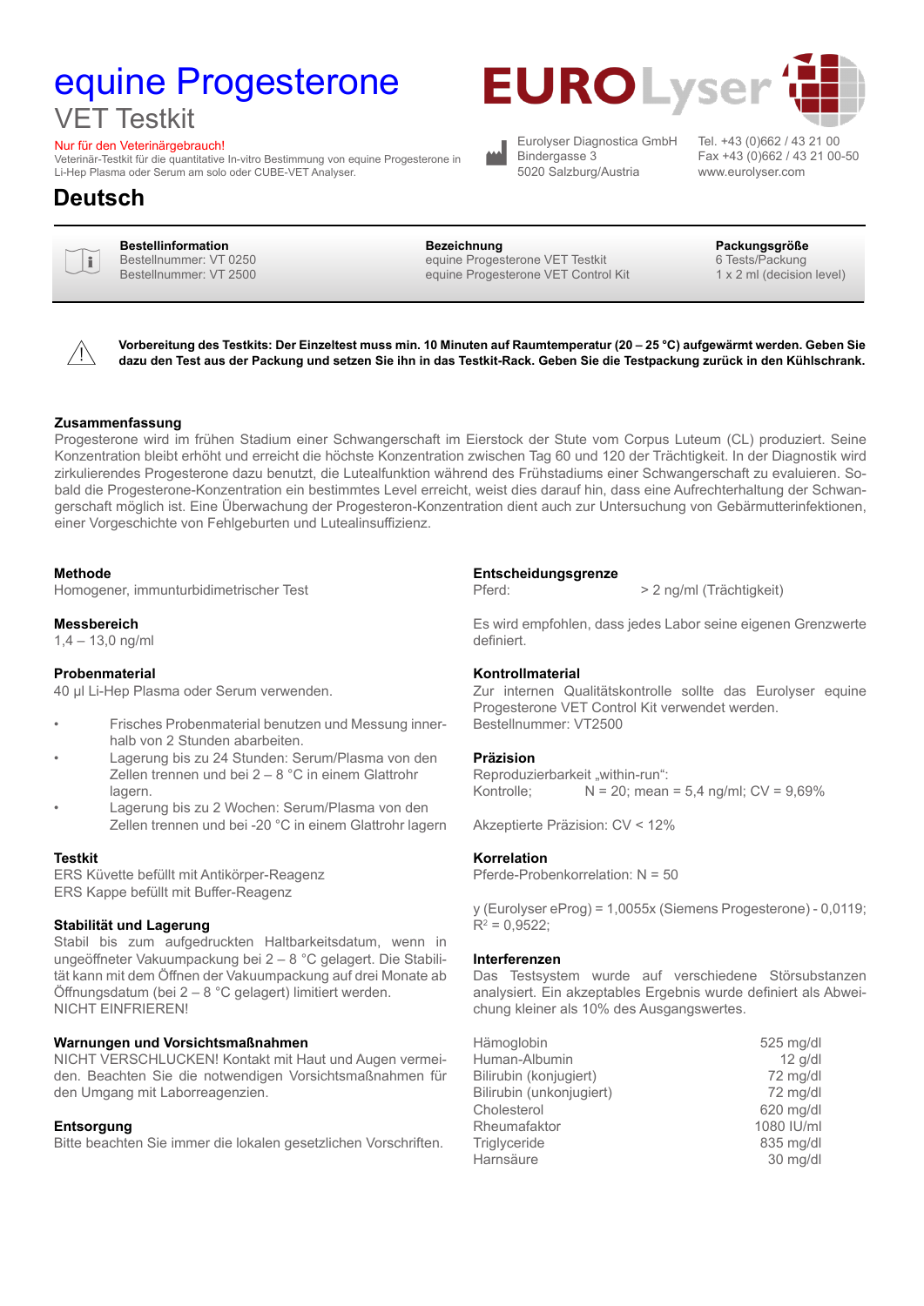# equine Progesterone

VET Testkit

Nur für den Veterinärgebrauch!

Veterinär-Testkit für die quantitative In-vitro Bestimmung von equine Progesterone in Li-Hep Plasma oder Serum am solo oder CUBE-VET Analyser.

EUROLyser

Eurolyser Diagnostica GmbH
Bindergasse 3
5020 Salzburg/Austria

Tel. +43 (0)662 / 43 21 00
Fax +43 (0)662 / 43 21 00-50
www.eurolyser.com

## Deutsch

| Bestellinformation | Bezeichnung | Packungsgröße |
|---|---|---|
| Bestellnummer: VT 0250 | equine Progesterone VET Testkit | 6 Tests/Packung |
| Bestellnummer: VT 2500 | equine Progesterone VET Control Kit | 1 x 2 ml (decision level) |

**Vorbereitung des Testkits: Der Einzeltest muss min. 10 Minuten auf Raumtemperatur (20 – 25 °C) aufgewärmt werden. Geben Sie dazu den Test aus der Packung und setzen Sie ihn in das Testkit-Rack. Geben Sie die Testpackung zurück in den Kühlschrank.**

### Zusammenfassung

Progesterone wird im frühen Stadium einer Schwangerschaft im Eierstock der Stute vom Corpus Luteum (CL) produziert. Seine Konzentration bleibt erhöht und erreicht die höchste Konzentration zwischen Tag 60 und 120 der Trächtigkeit. In der Diagnostik wird zirkulierendes Progesterone dazu benutzt, die Lutealfunktion während des Frühstadiums einer Schwangerschaft zu evaluieren. Sobald die Progesterone-Konzentration ein bestimmtes Level erreicht, weist dies darauf hin, dass eine Aufrechterhaltung der Schwangerschaft möglich ist. Eine Überwachung der Progesteron-Konzentration dient auch zur Untersuchung von Gebärmutterinfektionen, einer Vorgeschichte von Fehlgeburten und Lutealinsuffizienz.

### Methode

Homogener, immunturbidimetrischer Test

### Messbereich

1,4 – 13,0 ng/ml

### Probenmaterial

40 µl Li-Hep Plasma oder Serum verwenden.

- Frisches Probenmaterial benutzen und Messung innerhalb von 2 Stunden abarbeiten.
- Lagerung bis zu 24 Stunden: Serum/Plasma von den Zellen trennen und bei 2 – 8 °C in einem Glattrohr lagern.
- Lagerung bis zu 2 Wochen: Serum/Plasma von den Zellen trennen und bei -20 °C in einem Glattrohr lagern

### Testkit

ERS Küvette befüllt mit Antikörper-Reagenz
ERS Kappe befüllt mit Buffer-Reagenz

### Stabilität und Lagerung

Stabil bis zum aufgedruckten Haltbarkeitsdatum, wenn in ungeöffneter Vakuumpackung bei 2 – 8 °C gelagert. Die Stabilität kann mit dem Öffnen der Vakuumpackung auf drei Monate ab Öffnungsdatum (bei 2 – 8 °C gelagert) limitiert werden.
NICHT EINFRIEREN!

### Warnungen und Vorsichtsmaßnahmen

NICHT VERSCHLUCKEN! Kontakt mit Haut und Augen vermeiden. Beachten Sie die notwendigen Vorsichtsmaßnahmen für den Umgang mit Laborreagenzien.

### Entsorgung

Bitte beachten Sie immer die lokalen gesetzlichen Vorschriften.

### Entscheidungsgrenze

Pferd: > 2 ng/ml (Trächtigkeit)

Es wird empfohlen, dass jedes Labor seine eigenen Grenzwerte definiert.

### Kontrollmaterial

Zur internen Qualitätskontrolle sollte das Eurolyser equine Progesterone VET Control Kit verwendet werden.
Bestellnummer: VT2500

### Präzision

Reproduzierbarkeit „within-run“:
Kontrolle; N = 20; mean = 5,4 ng/ml; CV = 9,69%

Akzeptierte Präzision: CV < 12%

### Korrelation

Pferde-Probenkorrelation: N = 50

y (Eurolyser eProg) = 1,0055x (Siemens Progesterone) - 0,0119;
$R^2$ = 0,9522;

### Interferenzen

Das Testsystem wurde auf verschiedene Störsubstanzen analysiert. Ein akzeptables Ergebnis wurde definiert als Abweichung kleiner als 10% des Ausgangswertes.

| | |
|---|---|
| Hämoglobin | 525 mg/dl |
| Human-Albumin | 12 g/dl |
| Bilirubin (konjugiert) | 72 mg/dl |
| Bilirubin (unkonjugiert) | 72 mg/dl |
| Cholesterol | 620 mg/dl |
| Rheumafaktor | 1080 IU/ml |
| Triglyceride | 835 mg/dl |
| Harnsäure | 30 mg/dl |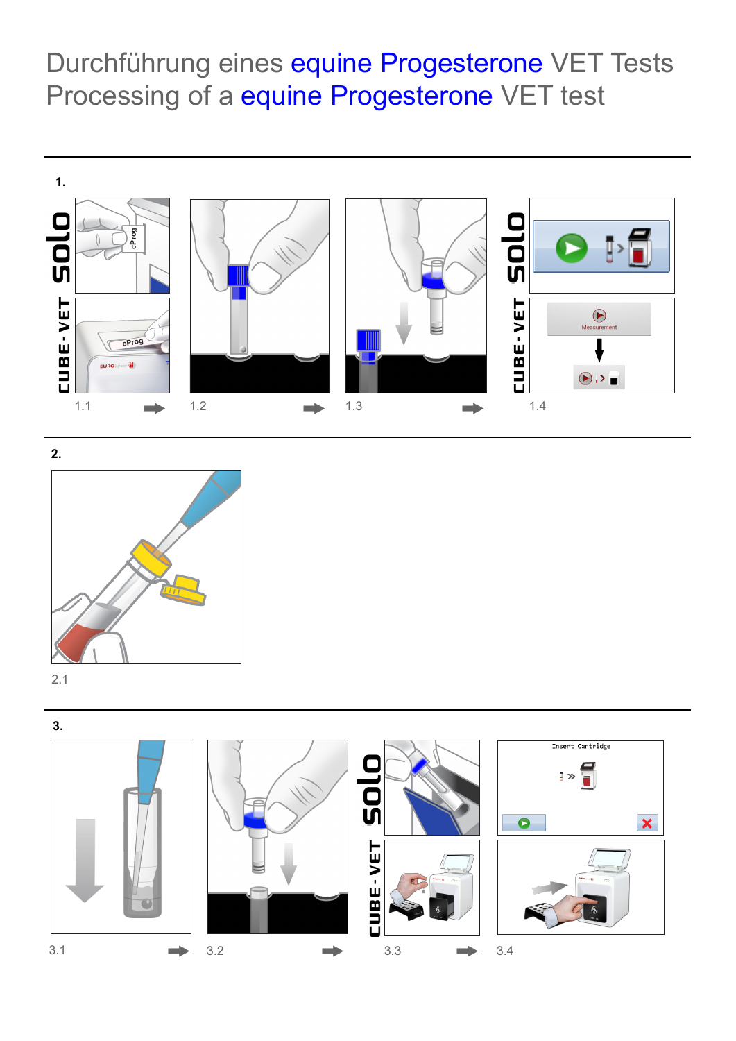# Durchführung eines equine Progesterone VET Tests
# Processing of a equine Progesterone VET test

**1.**

solo

CUBE-VET

1.1 → 1.2 → 1.3 → 1.4

**2.**

2.1

**3.**

solo

CUBE-VET

Insert Cartridge

3.1 → 3.2 → 3.3 → 3.4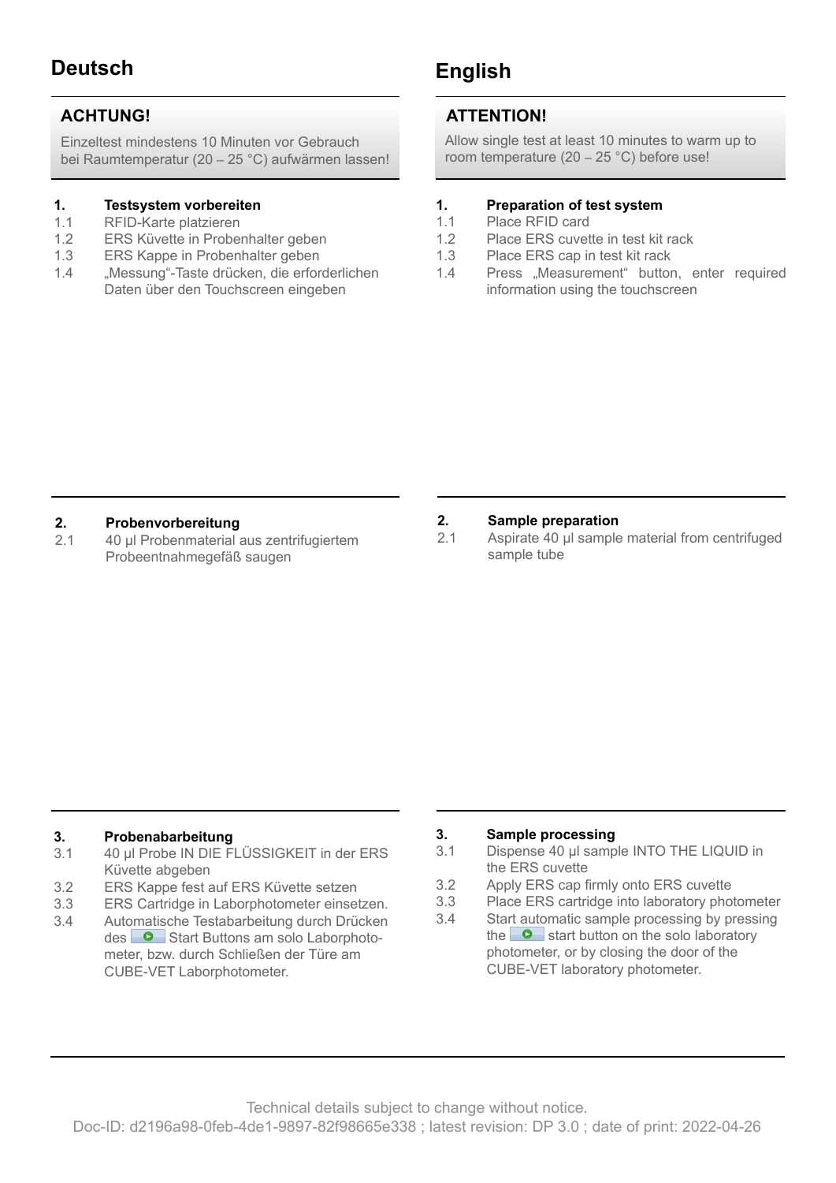## Deutsch

### ACHTUNG!

Einzeltest mindestens 10 Minuten vor Gebrauch bei Raumtemperatur (20 – 25 °C) aufwärmen lassen!

**1. Testsystem vorbereiten**

1.1 RFID-Karte platzieren
1.2 ERS Küvette in Probenhalter geben
1.3 ERS Kappe in Probenhalter geben
1.4 „Messung"-Taste drücken, die erforderlichen Daten über den Touchscreen eingeben

**2. Probenvorbereitung**

2.1 40 µl Probenmaterial aus zentrifugiertem Probeentnahmegefäß saugen

**3. Probenabarbeitung**

3.1 40 µl Probe IN DIE FLÜSSIGKEIT in der ERS Küvette abgeben
3.2 ERS Kappe fest auf ERS Küvette setzen
3.3 ERS Cartridge in Laborphotometer einsetzen.
3.4 Automatische Testabarbeitung durch Drücken des Start Buttons am solo Laborphotometer, bzw. durch Schließen der Türe am CUBE-VET Laborphotometer.

## English

### ATTENTION!

Allow single test at least 10 minutes to warm up to room temperature (20 – 25 °C) before use!

**1. Preparation of test system**

1.1 Place RFID card
1.2 Place ERS cuvette in test kit rack
1.3 Place ERS cap in test kit rack
1.4 Press „Measurement" button, enter required information using the touchscreen

**2. Sample preparation**

2.1 Aspirate 40 µl sample material from centrifuged sample tube

**3. Sample processing**

3.1 Dispense 40 µl sample INTO THE LIQUID in the ERS cuvette
3.2 Apply ERS cap firmly onto ERS cuvette
3.3 Place ERS cartridge into laboratory photometer
3.4 Start automatic sample processing by pressing the start button on the solo laboratory photometer, or by closing the door of the CUBE-VET laboratory photometer.

Technical details subject to change without notice.
Doc-ID: d2196a98-0feb-4de1-9897-82f98665e338 ; latest revision: DP 3.0 ; date of print: 2022-04-26